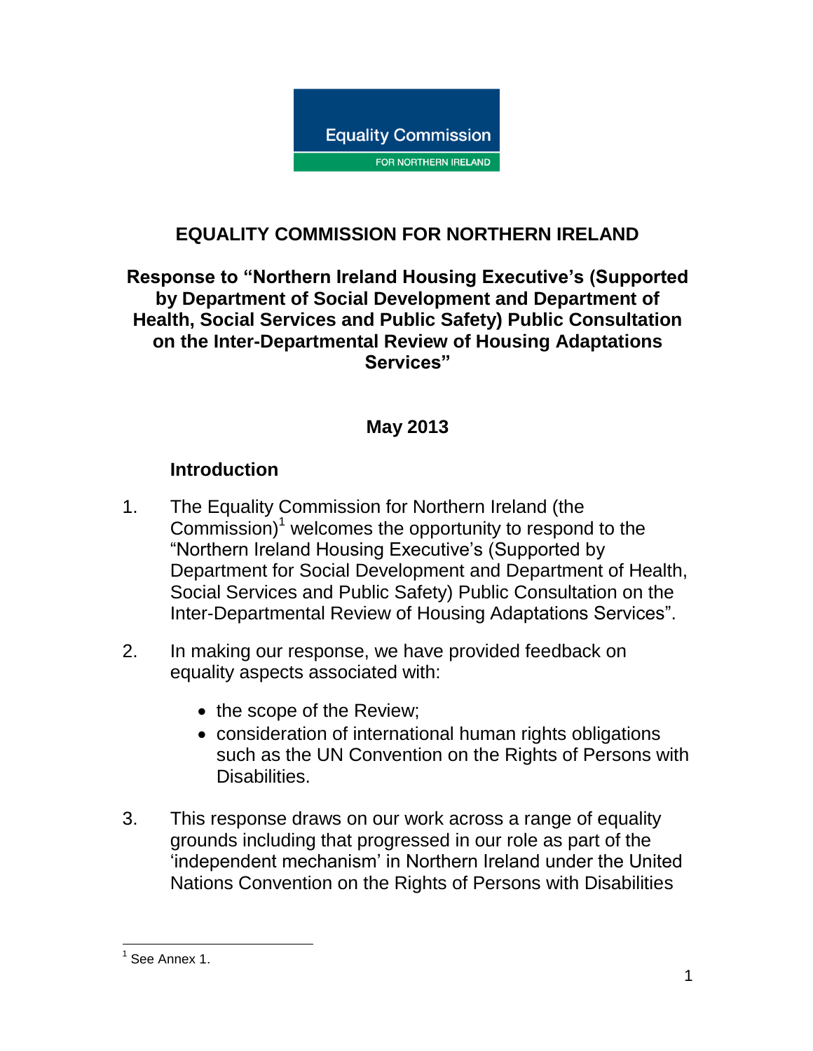# EQUALITY COMMISSION FOR NORTHERN IRELAND

## Response to "Northern Ireland Housing Executive's (Supported by Department of Social Development and Department of Health, Social Services and Public Safety) Public Consultation on the Inter-Departmental Review of Housing Adaptations Services"

**May 2013**

### Introduction

1. The Equality Commission for Northern Ireland (the Commission)[1] welcomes the opportunity to respond to the "Northern Ireland Housing Executive's (Supported by Department for Social Development and Department of Health, Social Services and Public Safety) Public Consultation on the Inter-Departmental Review of Housing Adaptations Services".

2. In making our response, we have provided feedback on equality aspects associated with:

   - the scope of the Review;
   - consideration of international human rights obligations such as the UN Convention on the Rights of Persons with Disabilities.

3. This response draws on our work across a range of equality grounds including that progressed in our role as part of the 'independent mechanism' in Northern Ireland under the United Nations Convention on the Rights of Persons with Disabilities

[1] See Annex 1.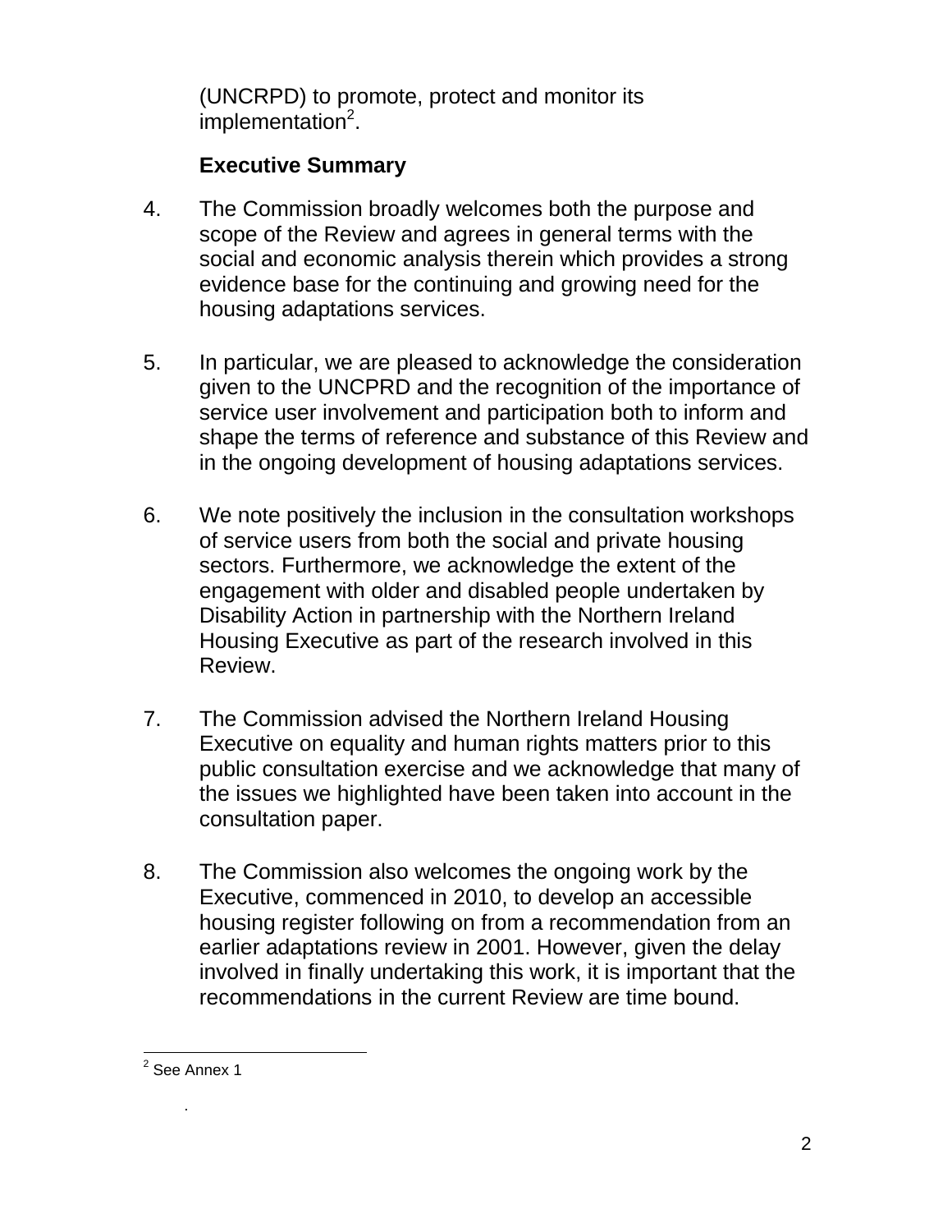(UNCRPD) to promote, protect and monitor its implementation[2].

**Executive Summary**

4. The Commission broadly welcomes both the purpose and scope of the Review and agrees in general terms with the social and economic analysis therein which provides a strong evidence base for the continuing and growing need for the housing adaptations services.

5. In particular, we are pleased to acknowledge the consideration given to the UNCPRD and the recognition of the importance of service user involvement and participation both to inform and shape the terms of reference and substance of this Review and in the ongoing development of housing adaptations services.

6. We note positively the inclusion in the consultation workshops of service users from both the social and private housing sectors. Furthermore, we acknowledge the extent of the engagement with older and disabled people undertaken by Disability Action in partnership with the Northern Ireland Housing Executive as part of the research involved in this Review.

7. The Commission advised the Northern Ireland Housing Executive on equality and human rights matters prior to this public consultation exercise and we acknowledge that many of the issues we highlighted have been taken into account in the consultation paper.

8. The Commission also welcomes the ongoing work by the Executive, commenced in 2010, to develop an accessible housing register following on from a recommendation from an earlier adaptations review in 2001. However, given the delay involved in finally undertaking this work, it is important that the recommendations in the current Review are time bound.

---

[2] See Annex 1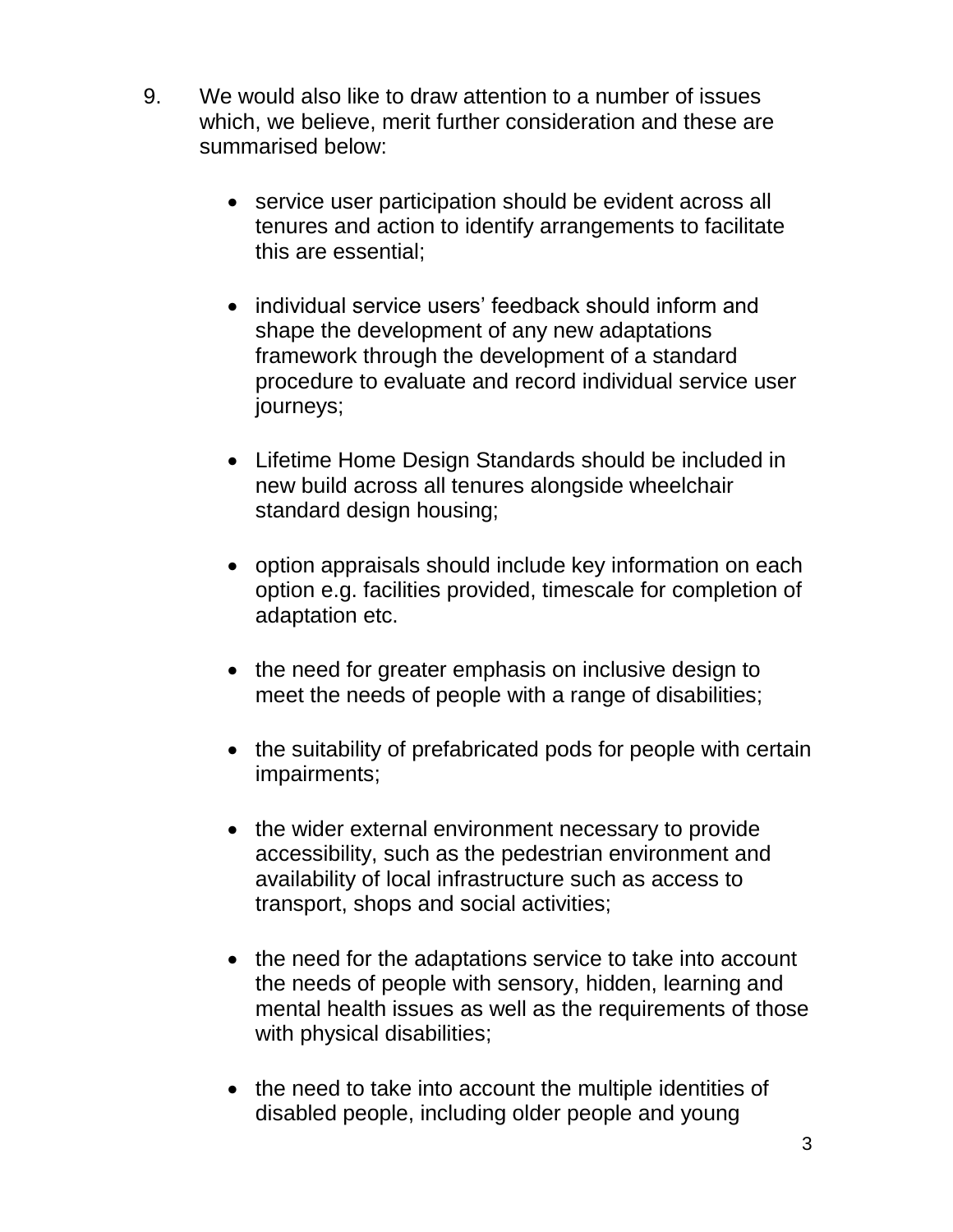9. We would also like to draw attention to a number of issues which, we believe, merit further consideration and these are summarised below:

   - service user participation should be evident across all tenures and action to identify arrangements to facilitate this are essential;

   - individual service users' feedback should inform and shape the development of any new adaptations framework through the development of a standard procedure to evaluate and record individual service user journeys;

   - Lifetime Home Design Standards should be included in new build across all tenures alongside wheelchair standard design housing;

   - option appraisals should include key information on each option e.g. facilities provided, timescale for completion of adaptation etc.

   - the need for greater emphasis on inclusive design to meet the needs of people with a range of disabilities;

   - the suitability of prefabricated pods for people with certain impairments;

   - the wider external environment necessary to provide accessibility, such as the pedestrian environment and availability of local infrastructure such as access to transport, shops and social activities;

   - the need for the adaptations service to take into account the needs of people with sensory, hidden, learning and mental health issues as well as the requirements of those with physical disabilities;

   - the need to take into account the multiple identities of disabled people, including older people and young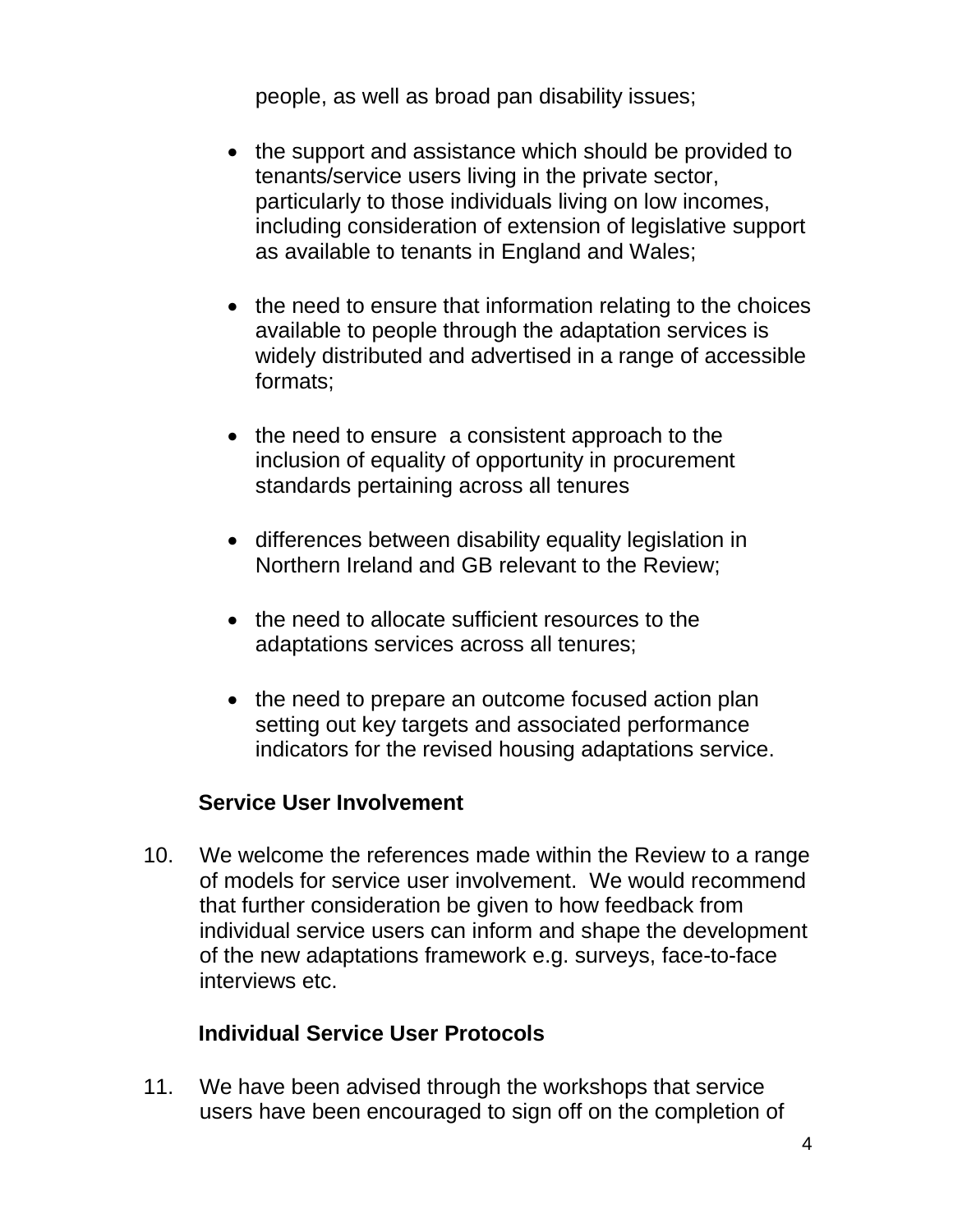people, as well as broad pan disability issues;

- the support and assistance which should be provided to tenants/service users living in the private sector, particularly to those individuals living on low incomes, including consideration of extension of legislative support as available to tenants in England and Wales;

- the need to ensure that information relating to the choices available to people through the adaptation services is widely distributed and advertised in a range of accessible formats;

- the need to ensure a consistent approach to the inclusion of equality of opportunity in procurement standards pertaining across all tenures

- differences between disability equality legislation in Northern Ireland and GB relevant to the Review;

- the need to allocate sufficient resources to the adaptations services across all tenures;

- the need to prepare an outcome focused action plan setting out key targets and associated performance indicators for the revised housing adaptations service.

**Service User Involvement**

10. We welcome the references made within the Review to a range of models for service user involvement. We would recommend that further consideration be given to how feedback from individual service users can inform and shape the development of the new adaptations framework e.g. surveys, face-to-face interviews etc.

**Individual Service User Protocols**

11. We have been advised through the workshops that service users have been encouraged to sign off on the completion of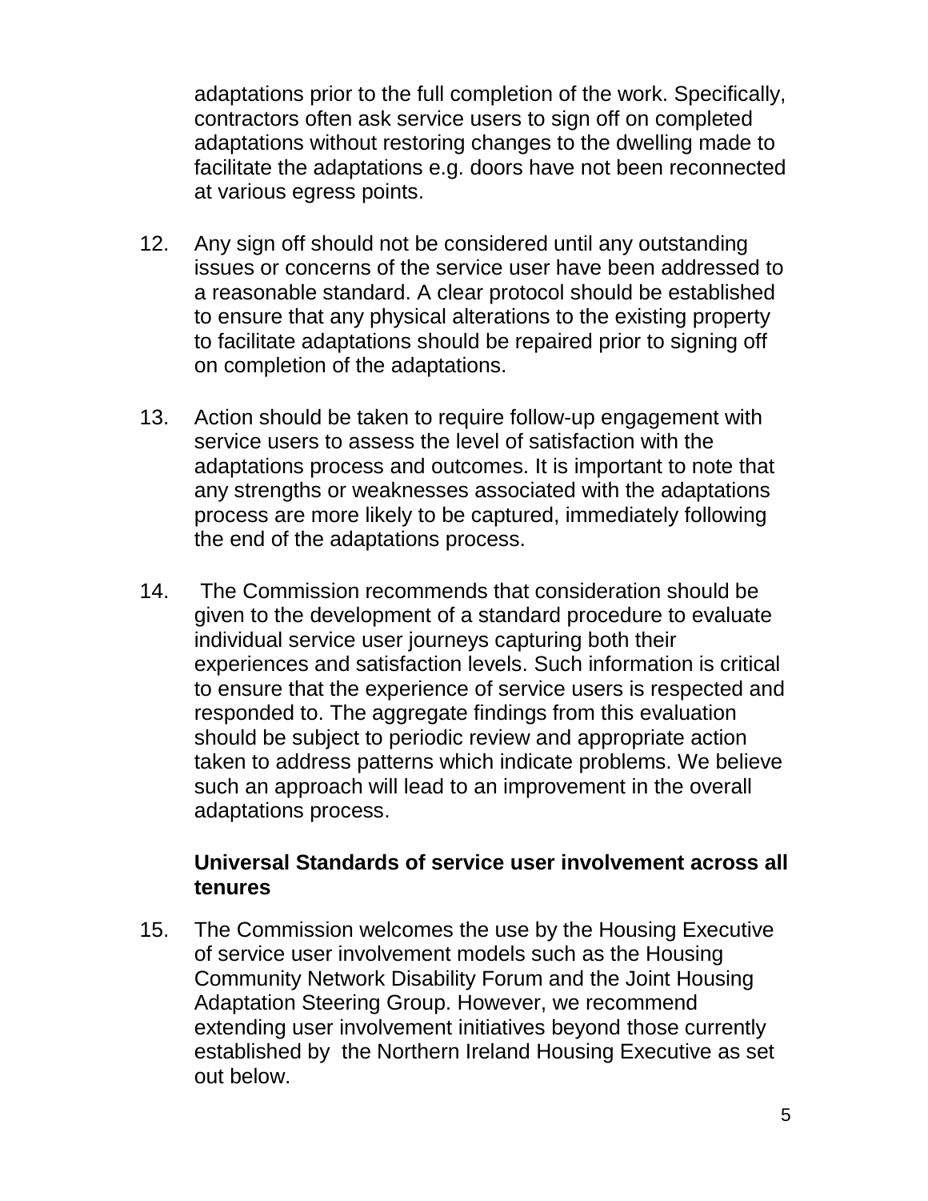adaptations prior to the full completion of the work. Specifically, contractors often ask service users to sign off on completed adaptations without restoring changes to the dwelling made to facilitate the adaptations e.g. doors have not been reconnected at various egress points.

12. Any sign off should not be considered until any outstanding issues or concerns of the service user have been addressed to a reasonable standard. A clear protocol should be established to ensure that any physical alterations to the existing property to facilitate adaptations should be repaired prior to signing off on completion of the adaptations.

13. Action should be taken to require follow-up engagement with service users to assess the level of satisfaction with the adaptations process and outcomes. It is important to note that any strengths or weaknesses associated with the adaptations process are more likely to be captured, immediately following the end of the adaptations process.

14. The Commission recommends that consideration should be given to the development of a standard procedure to evaluate individual service user journeys capturing both their experiences and satisfaction levels. Such information is critical to ensure that the experience of service users is respected and responded to. The aggregate findings from this evaluation should be subject to periodic review and appropriate action taken to address patterns which indicate problems. We believe such an approach will lead to an improvement in the overall adaptations process.

**Universal Standards of service user involvement across all tenures**

15. The Commission welcomes the use by the Housing Executive of service user involvement models such as the Housing Community Network Disability Forum and the Joint Housing Adaptation Steering Group. However, we recommend extending user involvement initiatives beyond those currently established by the Northern Ireland Housing Executive as set out below.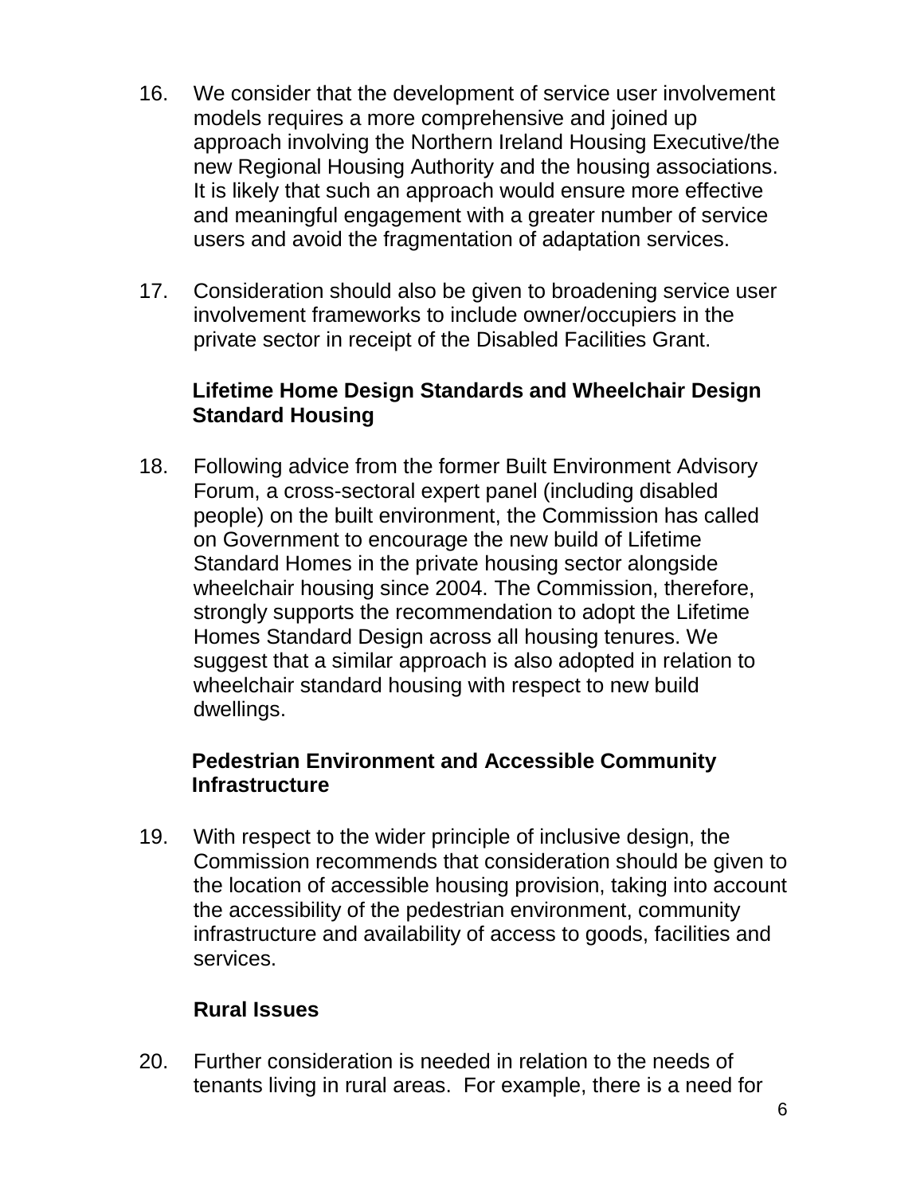16. We consider that the development of service user involvement models requires a more comprehensive and joined up approach involving the Northern Ireland Housing Executive/the new Regional Housing Authority and the housing associations. It is likely that such an approach would ensure more effective and meaningful engagement with a greater number of service users and avoid the fragmentation of adaptation services.

17. Consideration should also be given to broadening service user involvement frameworks to include owner/occupiers in the private sector in receipt of the Disabled Facilities Grant.

**Lifetime Home Design Standards and Wheelchair Design Standard Housing**

18. Following advice from the former Built Environment Advisory Forum, a cross-sectoral expert panel (including disabled people) on the built environment, the Commission has called on Government to encourage the new build of Lifetime Standard Homes in the private housing sector alongside wheelchair housing since 2004. The Commission, therefore, strongly supports the recommendation to adopt the Lifetime Homes Standard Design across all housing tenures. We suggest that a similar approach is also adopted in relation to wheelchair standard housing with respect to new build dwellings.

**Pedestrian Environment and Accessible Community Infrastructure**

19. With respect to the wider principle of inclusive design, the Commission recommends that consideration should be given to the location of accessible housing provision, taking into account the accessibility of the pedestrian environment, community infrastructure and availability of access to goods, facilities and services.

**Rural Issues**

20. Further consideration is needed in relation to the needs of tenants living in rural areas. For example, there is a need for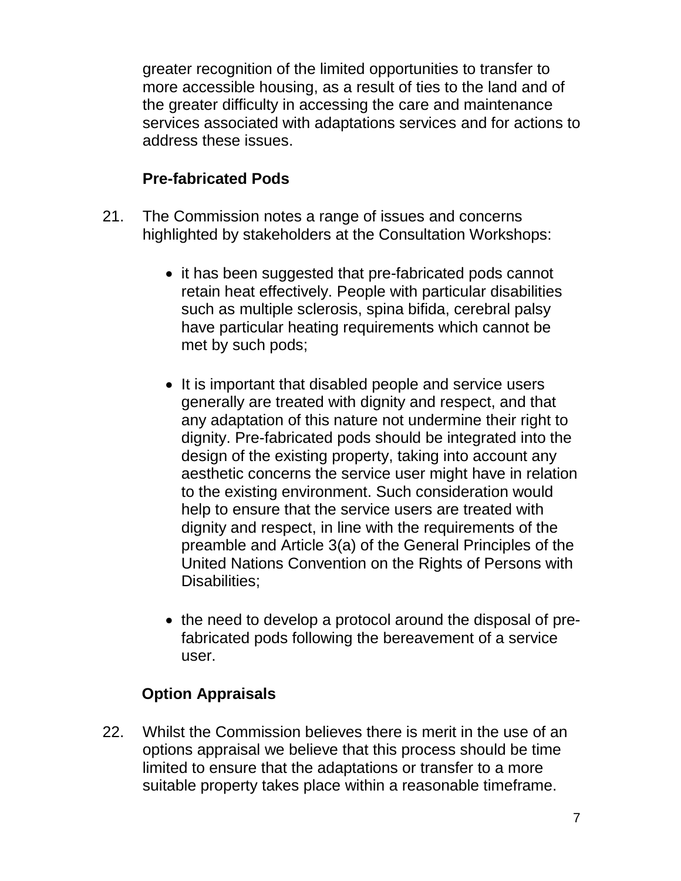greater recognition of the limited opportunities to transfer to more accessible housing, as a result of ties to the land and of the greater difficulty in accessing the care and maintenance services associated with adaptations services and for actions to address these issues.

**Pre-fabricated Pods**

21. The Commission notes a range of issues and concerns highlighted by stakeholders at the Consultation Workshops:

    - it has been suggested that pre-fabricated pods cannot retain heat effectively. People with particular disabilities such as multiple sclerosis, spina bifida, cerebral palsy have particular heating requirements which cannot be met by such pods;

    - It is important that disabled people and service users generally are treated with dignity and respect, and that any adaptation of this nature not undermine their right to dignity. Pre-fabricated pods should be integrated into the design of the existing property, taking into account any aesthetic concerns the service user might have in relation to the existing environment. Such consideration would help to ensure that the service users are treated with dignity and respect, in line with the requirements of the preamble and Article 3(a) of the General Principles of the United Nations Convention on the Rights of Persons with Disabilities;

    - the need to develop a protocol around the disposal of pre-fabricated pods following the bereavement of a service user.

**Option Appraisals**

22. Whilst the Commission believes there is merit in the use of an options appraisal we believe that this process should be time limited to ensure that the adaptations or transfer to a more suitable property takes place within a reasonable timeframe.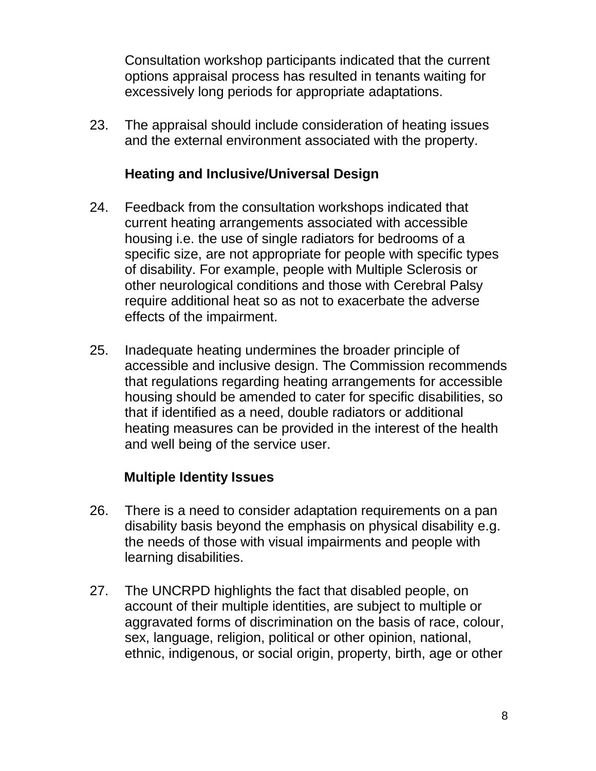Consultation workshop participants indicated that the current options appraisal process has resulted in tenants waiting for excessively long periods for appropriate adaptations.

23. The appraisal should include consideration of heating issues and the external environment associated with the property.

### Heating and Inclusive/Universal Design

24. Feedback from the consultation workshops indicated that current heating arrangements associated with accessible housing i.e. the use of single radiators for bedrooms of a specific size, are not appropriate for people with specific types of disability. For example, people with Multiple Sclerosis or other neurological conditions and those with Cerebral Palsy require additional heat so as not to exacerbate the adverse effects of the impairment.

25. Inadequate heating undermines the broader principle of accessible and inclusive design. The Commission recommends that regulations regarding heating arrangements for accessible housing should be amended to cater for specific disabilities, so that if identified as a need, double radiators or additional heating measures can be provided in the interest of the health and well being of the service user.

### Multiple Identity Issues

26. There is a need to consider adaptation requirements on a pan disability basis beyond the emphasis on physical disability e.g. the needs of those with visual impairments and people with learning disabilities.

27. The UNCRPD highlights the fact that disabled people, on account of their multiple identities, are subject to multiple or aggravated forms of discrimination on the basis of race, colour, sex, language, religion, political or other opinion, national, ethnic, indigenous, or social origin, property, birth, age or other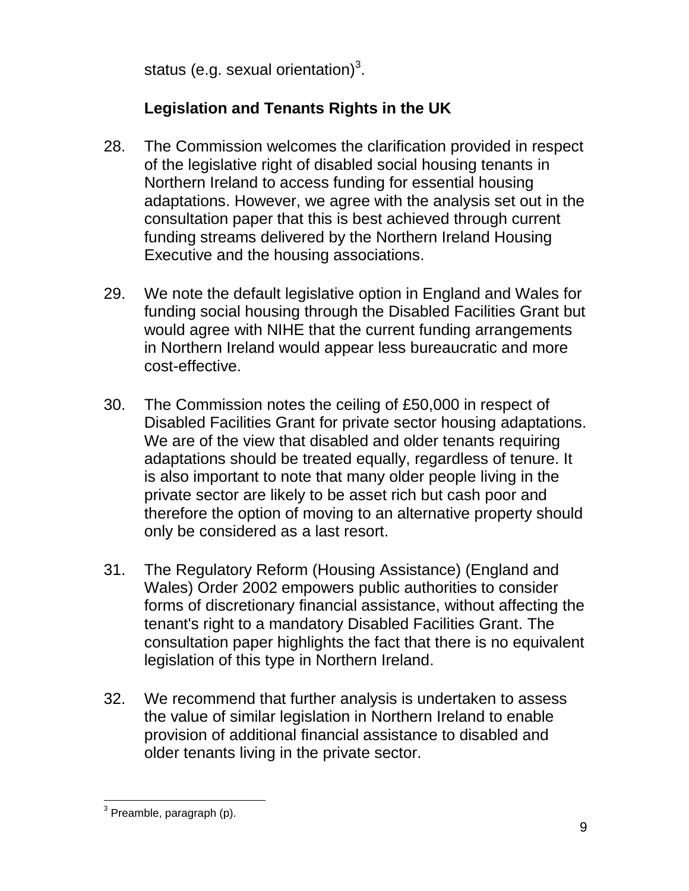status (e.g. sexual orientation)[3].

## Legislation and Tenants Rights in the UK

28. The Commission welcomes the clarification provided in respect of the legislative right of disabled social housing tenants in Northern Ireland to access funding for essential housing adaptations. However, we agree with the analysis set out in the consultation paper that this is best achieved through current funding streams delivered by the Northern Ireland Housing Executive and the housing associations.

29. We note the default legislative option in England and Wales for funding social housing through the Disabled Facilities Grant but would agree with NIHE that the current funding arrangements in Northern Ireland would appear less bureaucratic and more cost-effective.

30. The Commission notes the ceiling of £50,000 in respect of Disabled Facilities Grant for private sector housing adaptations. We are of the view that disabled and older tenants requiring adaptations should be treated equally, regardless of tenure. It is also important to note that many older people living in the private sector are likely to be asset rich but cash poor and therefore the option of moving to an alternative property should only be considered as a last resort.

31. The Regulatory Reform (Housing Assistance) (England and Wales) Order 2002 empowers public authorities to consider forms of discretionary financial assistance, without affecting the tenant's right to a mandatory Disabled Facilities Grant. The consultation paper highlights the fact that there is no equivalent legislation of this type in Northern Ireland.

32. We recommend that further analysis is undertaken to assess the value of similar legislation in Northern Ireland to enable provision of additional financial assistance to disabled and older tenants living in the private sector.

---

[3] Preamble, paragraph (p).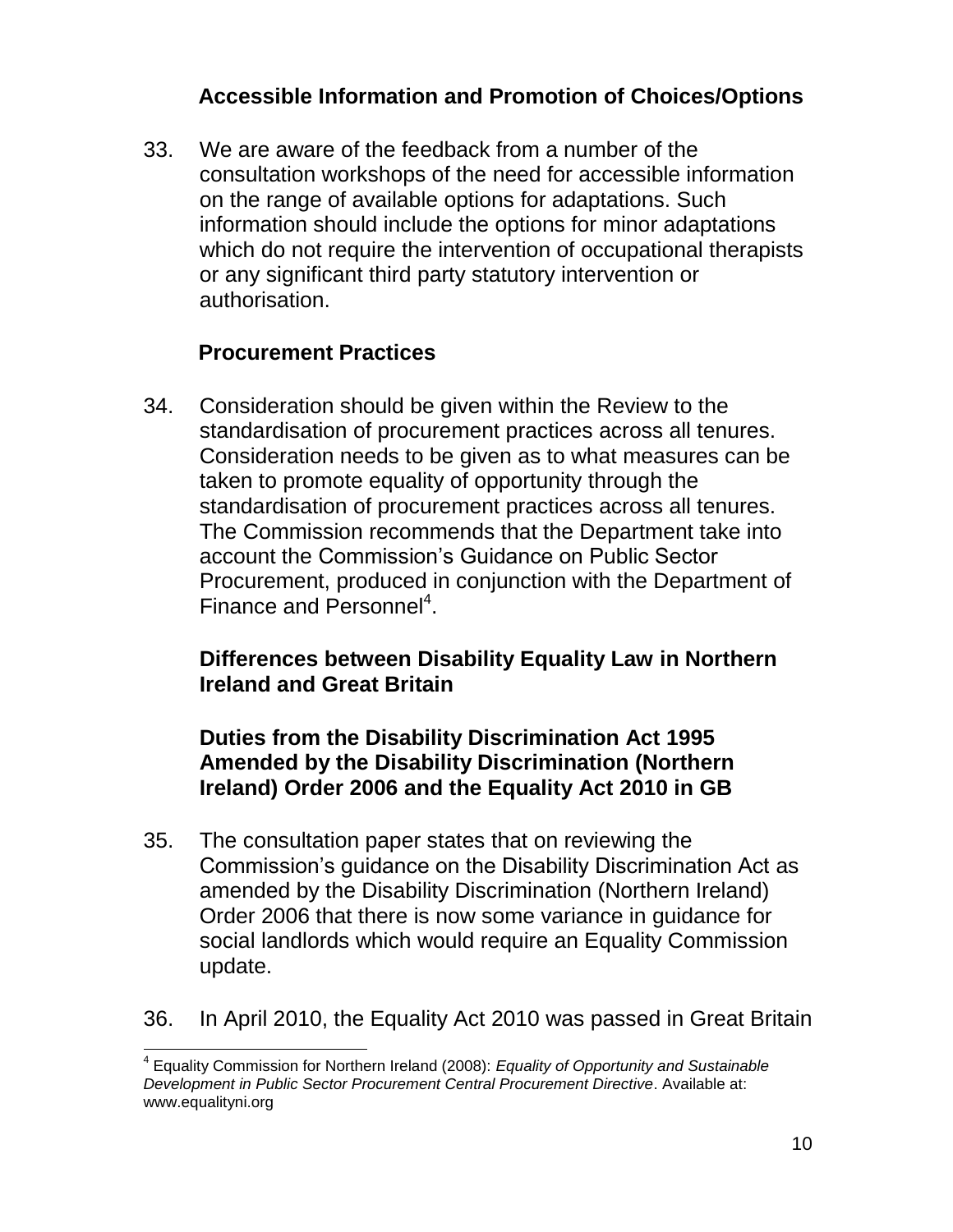### Accessible Information and Promotion of Choices/Options

33. We are aware of the feedback from a number of the consultation workshops of the need for accessible information on the range of available options for adaptations. Such information should include the options for minor adaptations which do not require the intervention of occupational therapists or any significant third party statutory intervention or authorisation.

### Procurement Practices

34. Consideration should be given within the Review to the standardisation of procurement practices across all tenures. Consideration needs to be given as to what measures can be taken to promote equality of opportunity through the standardisation of procurement practices across all tenures. The Commission recommends that the Department take into account the Commission's Guidance on Public Sector Procurement, produced in conjunction with the Department of Finance and Personnel[4].

### Differences between Disability Equality Law in Northern Ireland and Great Britain

### Duties from the Disability Discrimination Act 1995 Amended by the Disability Discrimination (Northern Ireland) Order 2006 and the Equality Act 2010 in GB

35. The consultation paper states that on reviewing the Commission's guidance on the Disability Discrimination Act as amended by the Disability Discrimination (Northern Ireland) Order 2006 that there is now some variance in guidance for social landlords which would require an Equality Commission update.

36. In April 2010, the Equality Act 2010 was passed in Great Britain

---

[4] Equality Commission for Northern Ireland (2008): *Equality of Opportunity and Sustainable Development in Public Sector Procurement Central Procurement Directive*. Available at: www.equalityni.org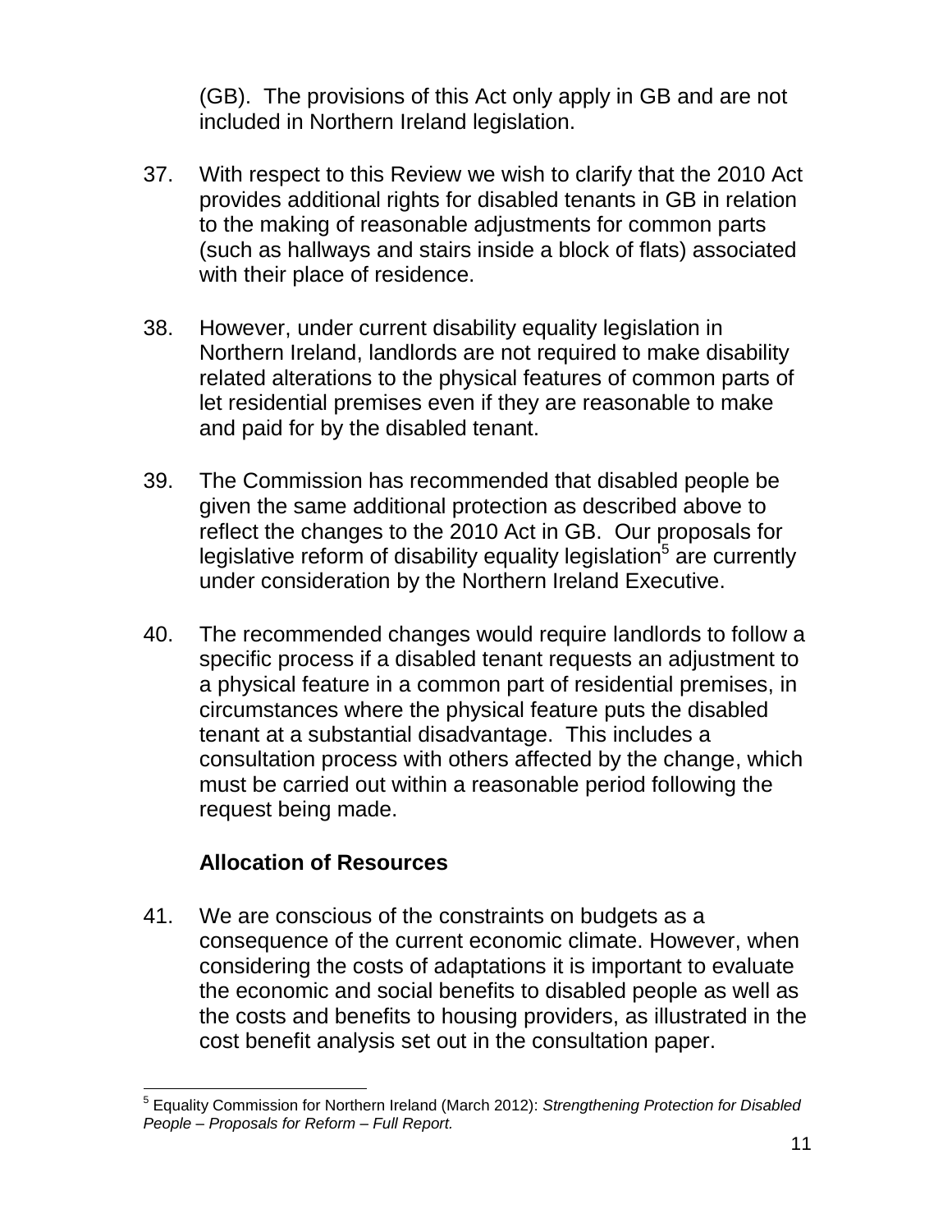(GB). The provisions of this Act only apply in GB and are not included in Northern Ireland legislation.

37. With respect to this Review we wish to clarify that the 2010 Act provides additional rights for disabled tenants in GB in relation to the making of reasonable adjustments for common parts (such as hallways and stairs inside a block of flats) associated with their place of residence.

38. However, under current disability equality legislation in Northern Ireland, landlords are not required to make disability related alterations to the physical features of common parts of let residential premises even if they are reasonable to make and paid for by the disabled tenant.

39. The Commission has recommended that disabled people be given the same additional protection as described above to reflect the changes to the 2010 Act in GB. Our proposals for legislative reform of disability equality legislation[5] are currently under consideration by the Northern Ireland Executive.

40. The recommended changes would require landlords to follow a specific process if a disabled tenant requests an adjustment to a physical feature in a common part of residential premises, in circumstances where the physical feature puts the disabled tenant at a substantial disadvantage. This includes a consultation process with others affected by the change, which must be carried out within a reasonable period following the request being made.

### Allocation of Resources

41. We are conscious of the constraints on budgets as a consequence of the current economic climate. However, when considering the costs of adaptations it is important to evaluate the economic and social benefits to disabled people as well as the costs and benefits to housing providers, as illustrated in the cost benefit analysis set out in the consultation paper.

---

[5] Equality Commission for Northern Ireland (March 2012): *Strengthening Protection for Disabled People – Proposals for Reform – Full Report.*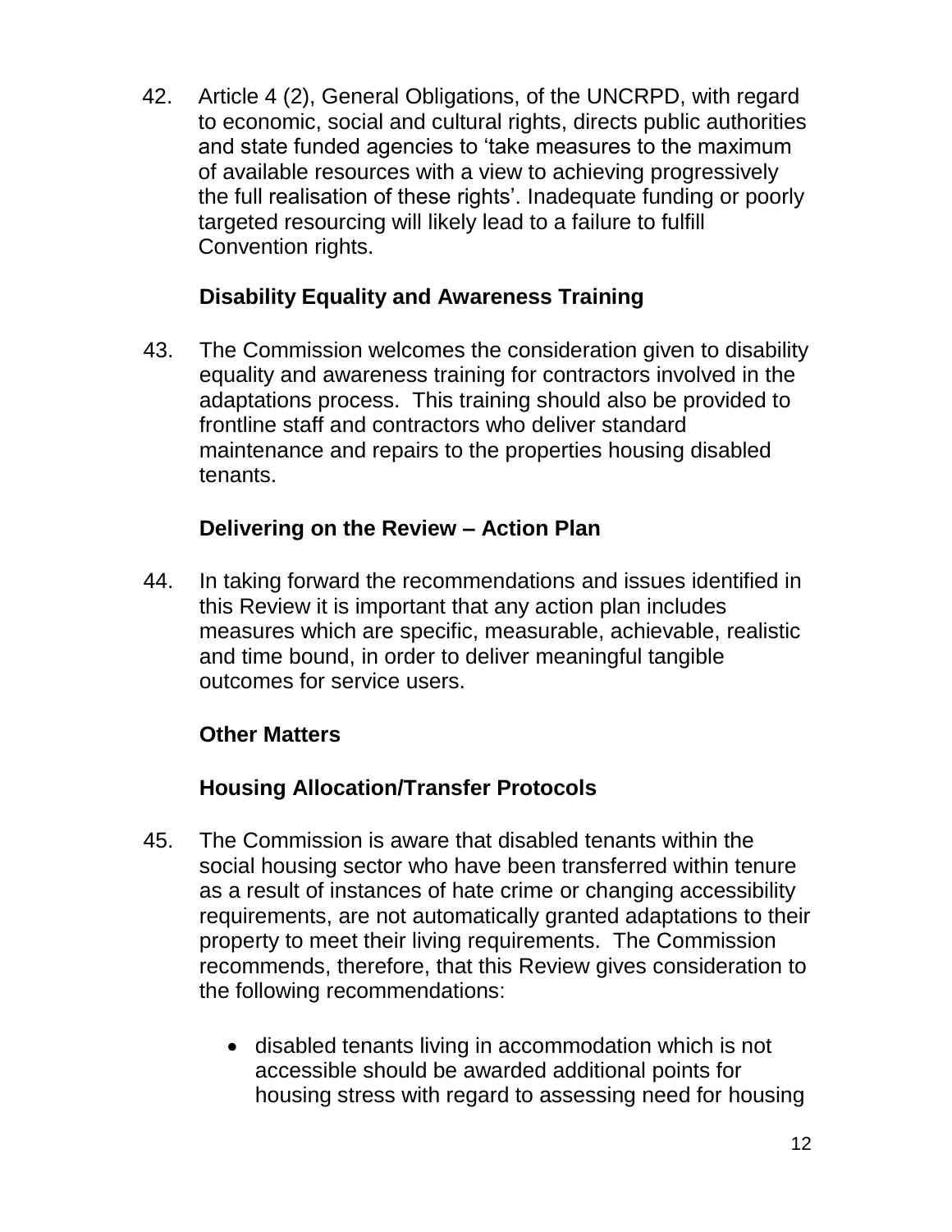42. Article 4 (2), General Obligations, of the UNCRPD, with regard to economic, social and cultural rights, directs public authorities and state funded agencies to 'take measures to the maximum of available resources with a view to achieving progressively the full realisation of these rights'. Inadequate funding or poorly targeted resourcing will likely lead to a failure to fulfill Convention rights.

**Disability Equality and Awareness Training**

43. The Commission welcomes the consideration given to disability equality and awareness training for contractors involved in the adaptations process. This training should also be provided to frontline staff and contractors who deliver standard maintenance and repairs to the properties housing disabled tenants.

**Delivering on the Review – Action Plan**

44. In taking forward the recommendations and issues identified in this Review it is important that any action plan includes measures which are specific, measurable, achievable, realistic and time bound, in order to deliver meaningful tangible outcomes for service users.

**Other Matters**

**Housing Allocation/Transfer Protocols**

45. The Commission is aware that disabled tenants within the social housing sector who have been transferred within tenure as a result of instances of hate crime or changing accessibility requirements, are not automatically granted adaptations to their property to meet their living requirements. The Commission recommends, therefore, that this Review gives consideration to the following recommendations:

    - disabled tenants living in accommodation which is not accessible should be awarded additional points for housing stress with regard to assessing need for housing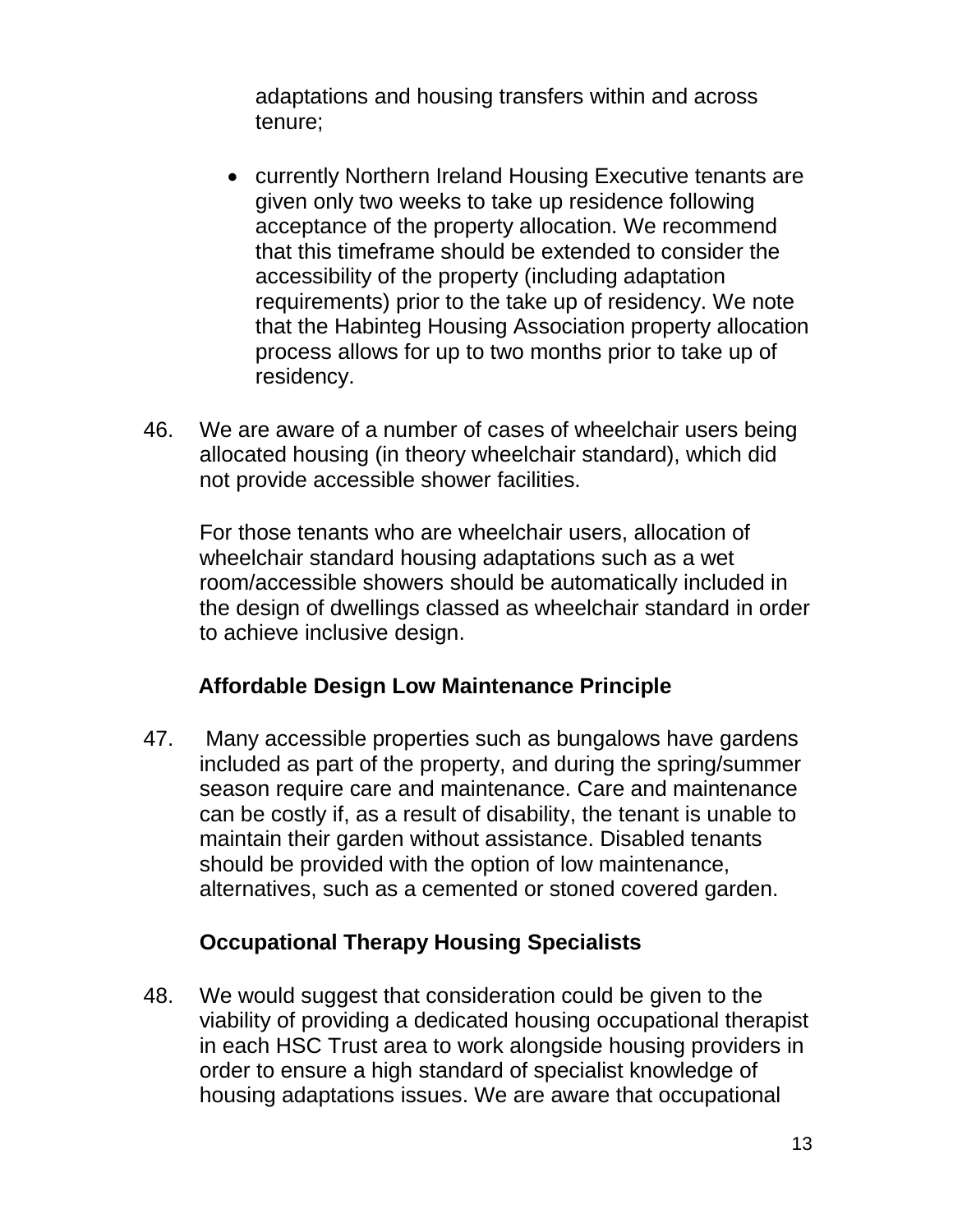adaptations and housing transfers within and across tenure;

- currently Northern Ireland Housing Executive tenants are given only two weeks to take up residence following acceptance of the property allocation. We recommend that this timeframe should be extended to consider the accessibility of the property (including adaptation requirements) prior to the take up of residency. We note that the Habinteg Housing Association property allocation process allows for up to two months prior to take up of residency.

46. We are aware of a number of cases of wheelchair users being allocated housing (in theory wheelchair standard), which did not provide accessible shower facilities.

For those tenants who are wheelchair users, allocation of wheelchair standard housing adaptations such as a wet room/accessible showers should be automatically included in the design of dwellings classed as wheelchair standard in order to achieve inclusive design.

**Affordable Design Low Maintenance Principle**

47. Many accessible properties such as bungalows have gardens included as part of the property, and during the spring/summer season require care and maintenance. Care and maintenance can be costly if, as a result of disability, the tenant is unable to maintain their garden without assistance. Disabled tenants should be provided with the option of low maintenance, alternatives, such as a cemented or stoned covered garden.

**Occupational Therapy Housing Specialists**

48. We would suggest that consideration could be given to the viability of providing a dedicated housing occupational therapist in each HSC Trust area to work alongside housing providers in order to ensure a high standard of specialist knowledge of housing adaptations issues. We are aware that occupational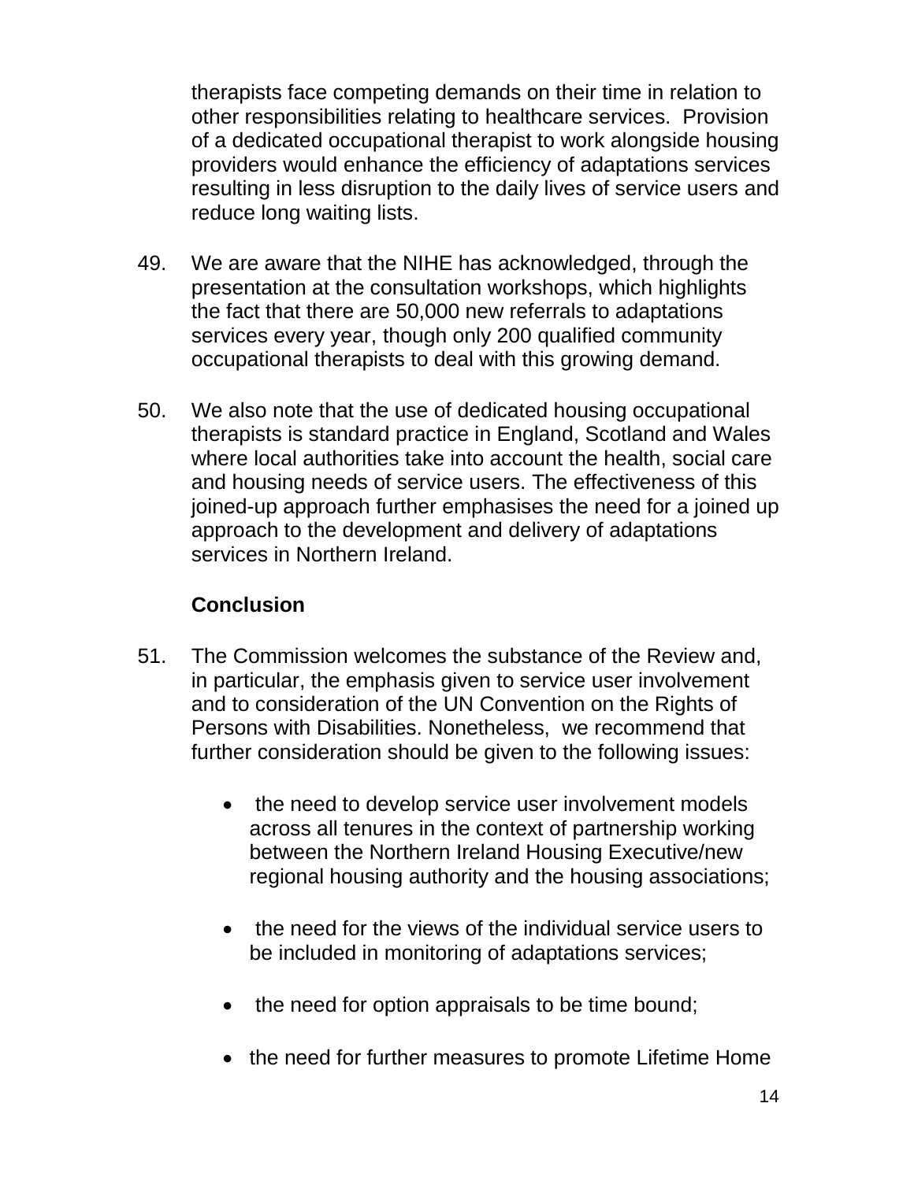therapists face competing demands on their time in relation to other responsibilities relating to healthcare services. Provision of a dedicated occupational therapist to work alongside housing providers would enhance the efficiency of adaptations services resulting in less disruption to the daily lives of service users and reduce long waiting lists.

49. We are aware that the NIHE has acknowledged, through the presentation at the consultation workshops, which highlights the fact that there are 50,000 new referrals to adaptations services every year, though only 200 qualified community occupational therapists to deal with this growing demand.

50. We also note that the use of dedicated housing occupational therapists is standard practice in England, Scotland and Wales where local authorities take into account the health, social care and housing needs of service users. The effectiveness of this joined-up approach further emphasises the need for a joined up approach to the development and delivery of adaptations services in Northern Ireland.

## Conclusion

51. The Commission welcomes the substance of the Review and, in particular, the emphasis given to service user involvement and to consideration of the UN Convention on the Rights of Persons with Disabilities. Nonetheless, we recommend that further consideration should be given to the following issues:

   - the need to develop service user involvement models across all tenures in the context of partnership working between the Northern Ireland Housing Executive/new regional housing authority and the housing associations;

   - the need for the views of the individual service users to be included in monitoring of adaptations services;

   - the need for option appraisals to be time bound;

   - the need for further measures to promote Lifetime Home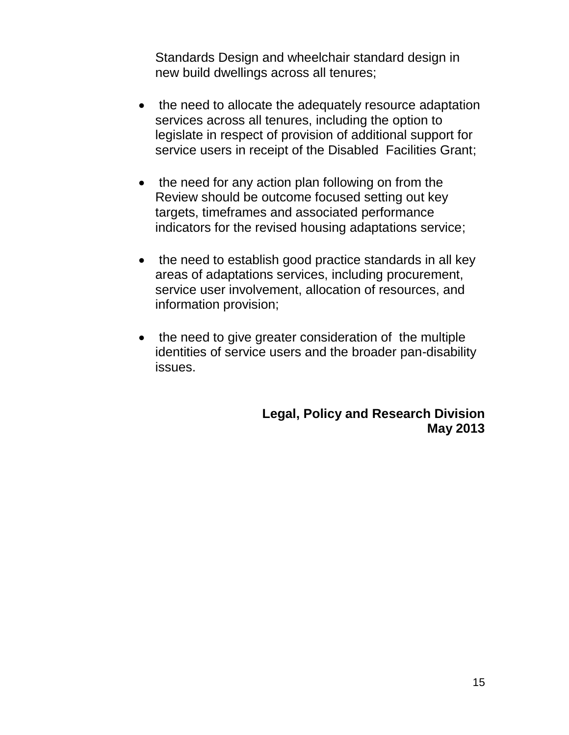Standards Design and wheelchair standard design in new build dwellings across all tenures;

- the need to allocate the adequately resource adaptation services across all tenures, including the option to legislate in respect of provision of additional support for service users in receipt of the Disabled Facilities Grant;

- the need for any action plan following on from the Review should be outcome focused setting out key targets, timeframes and associated performance indicators for the revised housing adaptations service;

- the need to establish good practice standards in all key areas of adaptations services, including procurement, service user involvement, allocation of resources, and information provision;

- the need to give greater consideration of the multiple identities of service users and the broader pan-disability issues.

**Legal, Policy and Research Division**
**May 2013**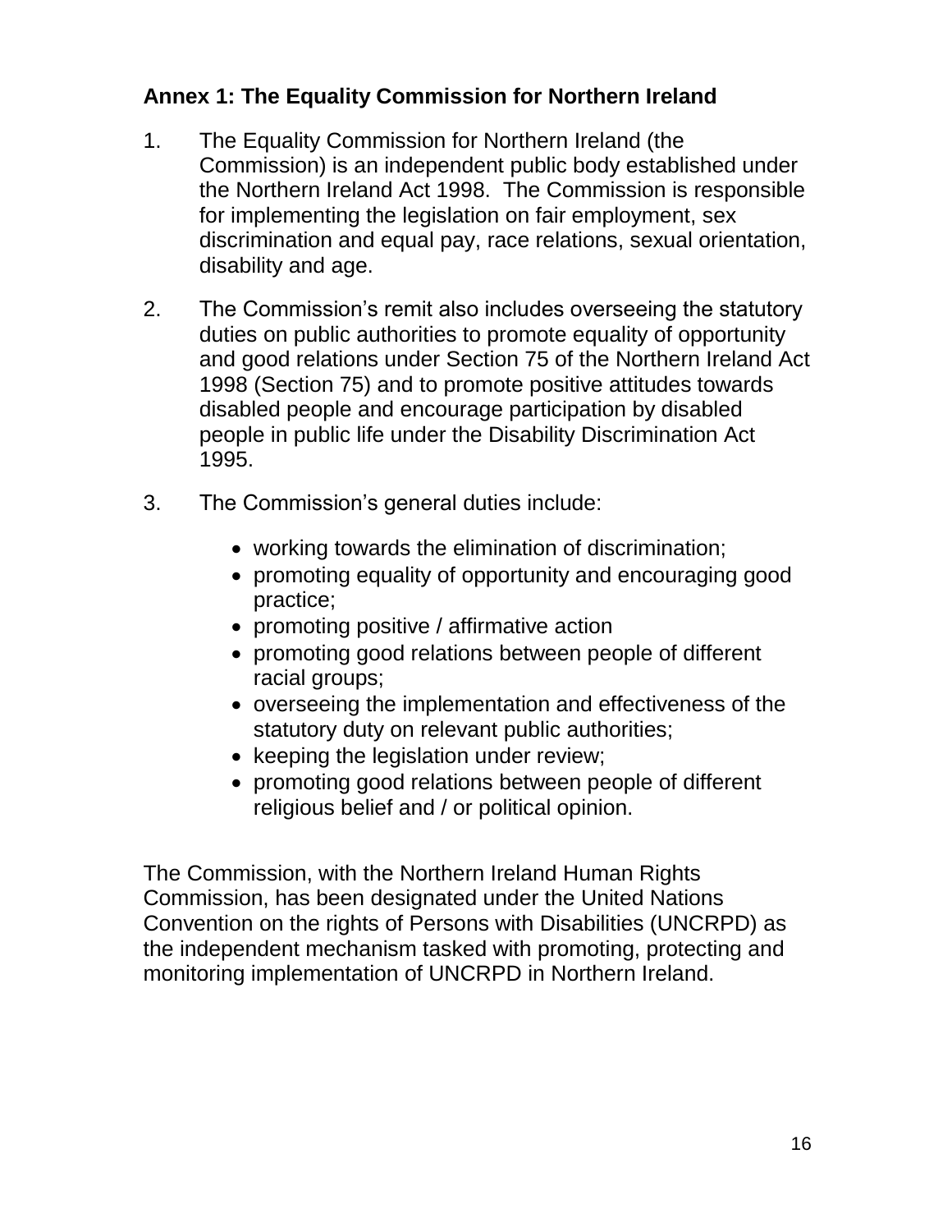## Annex 1: The Equality Commission for Northern Ireland

1. The Equality Commission for Northern Ireland (the Commission) is an independent public body established under the Northern Ireland Act 1998. The Commission is responsible for implementing the legislation on fair employment, sex discrimination and equal pay, race relations, sexual orientation, disability and age.

2. The Commission's remit also includes overseeing the statutory duties on public authorities to promote equality of opportunity and good relations under Section 75 of the Northern Ireland Act 1998 (Section 75) and to promote positive attitudes towards disabled people and encourage participation by disabled people in public life under the Disability Discrimination Act 1995.

3. The Commission's general duties include:

   - working towards the elimination of discrimination;
   - promoting equality of opportunity and encouraging good practice;
   - promoting positive / affirmative action
   - promoting good relations between people of different racial groups;
   - overseeing the implementation and effectiveness of the statutory duty on relevant public authorities;
   - keeping the legislation under review;
   - promoting good relations between people of different religious belief and / or political opinion.

The Commission, with the Northern Ireland Human Rights Commission, has been designated under the United Nations Convention on the rights of Persons with Disabilities (UNCRPD) as the independent mechanism tasked with promoting, protecting and monitoring implementation of UNCRPD in Northern Ireland.